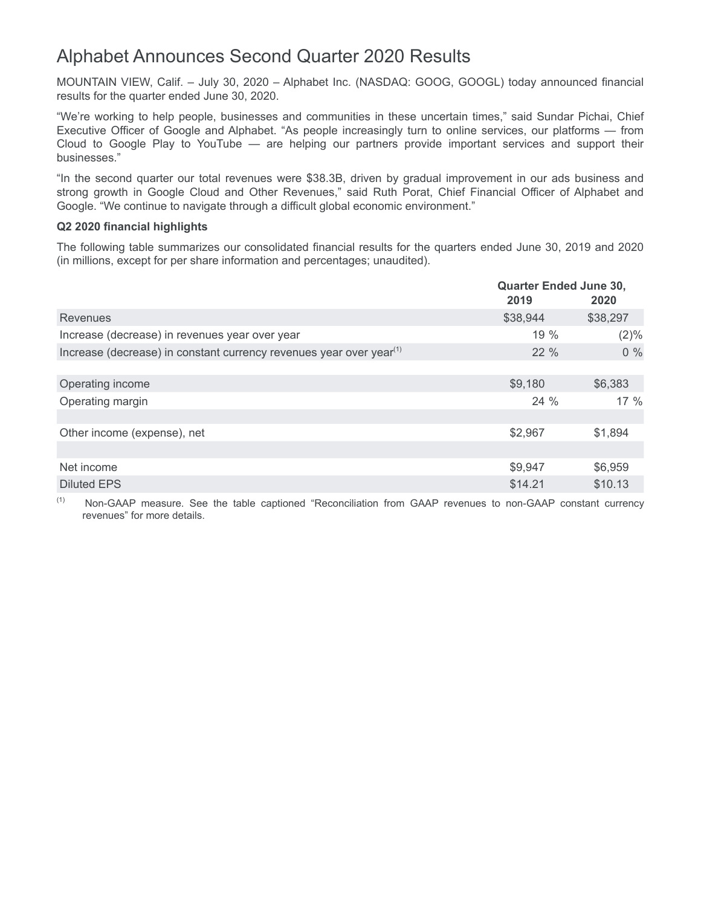# Alphabet Announces Second Quarter 2020 Results

MOUNTAIN VIEW, Calif. – July 30, 2020 – Alphabet Inc. (NASDAQ: GOOG, GOOGL) today announced financial results for the quarter ended June 30, 2020.

"We're working to help people, businesses and communities in these uncertain times," said Sundar Pichai, Chief Executive Officer of Google and Alphabet. "As people increasingly turn to online services, our platforms — from Cloud to Google Play to YouTube — are helping our partners provide important services and support their businesses."

"In the second quarter our total revenues were $38.3B, driven by gradual improvement in our ads business and strong growth in Google Cloud and Other Revenues," said Ruth Porat, Chief Financial Officer of Alphabet and Google. "We continue to navigate through a difficult global economic environment."

**Q2 2020 financial highlights**

The following table summarizes our consolidated financial results for the quarters ended June 30, 2019 and 2020 (in millions, except for per share information and percentages; unaudited).

| | Quarter Ended June 30, | |
|---|---|---|
| | 2019 | 2020 |
| Revenues | $38,944 | $38,297 |
| Increase (decrease) in revenues year over year | 19 % | (2)% |
| Increase (decrease) in constant currency revenues year over year[1] | 22 % | 0 % |
| | | |
| Operating income | $9,180 | $6,383 |
| Operating margin | 24 % | 17 % |
| | | |
| Other income (expense), net | $2,967 | $1,894 |
| | | |
| Net income | $9,947 | $6,959 |
| Diluted EPS | $14.21 | $10.13 |

(1) Non-GAAP measure. See the table captioned "Reconciliation from GAAP revenues to non-GAAP constant currency revenues" for more details.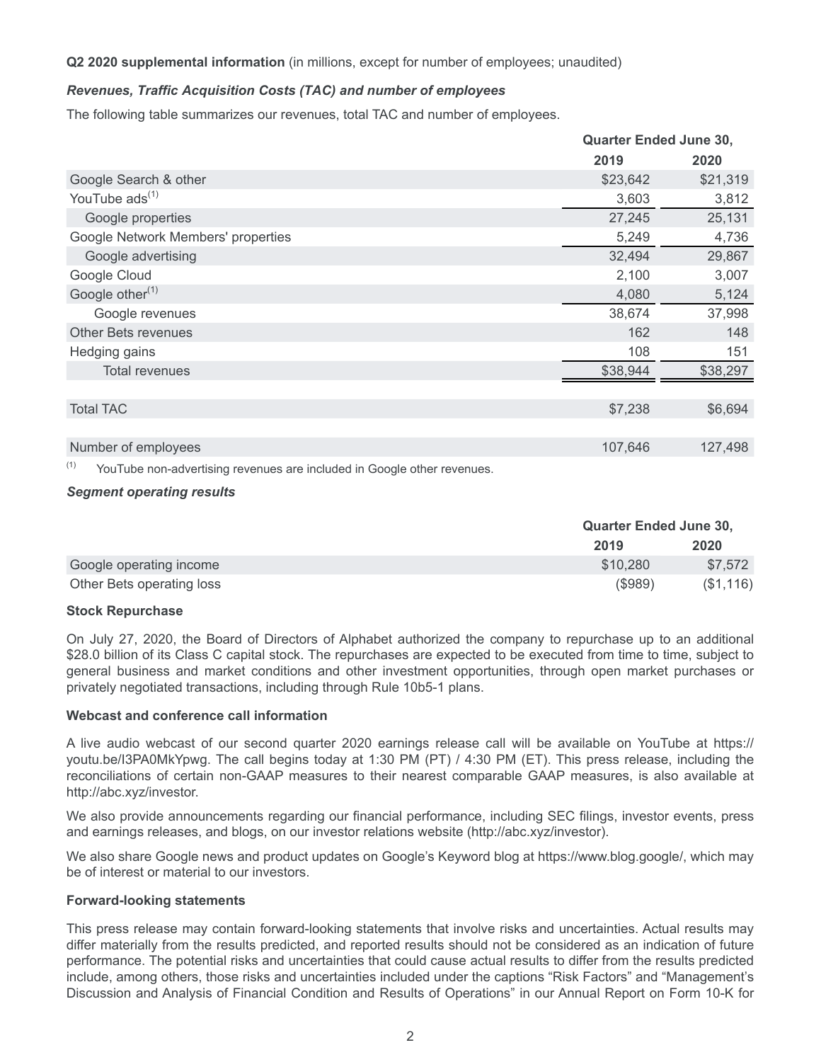**Q2 2020 supplemental information** (in millions, except for number of employees; unaudited)

***Revenues, Traffic Acquisition Costs (TAC) and number of employees***

The following table summarizes our revenues, total TAC and number of employees.

| | Quarter Ended June 30, | |
|---|---|---|
| | **2019** | **2020** |
| Google Search & other | $23,642 | $21,319 |
| YouTube ads[(1)] | 3,603 | 3,812 |
| Google properties | 27,245 | 25,131 |
| Google Network Members' properties | 5,249 | 4,736 |
| Google advertising | 32,494 | 29,867 |
| Google Cloud | 2,100 | 3,007 |
| Google other[(1)] | 4,080 | 5,124 |
| Google revenues | 38,674 | 37,998 |
| Other Bets revenues | 162 | 148 |
| Hedging gains | 108 | 151 |
| Total revenues | $38,944 | $38,297 |
| | | |
| Total TAC | $7,238 | $6,694 |
| | | |
| Number of employees | 107,646 | 127,498 |

(1) YouTube non-advertising revenues are included in Google other revenues.

***Segment operating results***

| | Quarter Ended June 30, | |
|---|---|---|
| | **2019** | **2020** |
| Google operating income | $10,280 | $7,572 |
| Other Bets operating loss | ($989) | ($1,116) |

**Stock Repurchase**

On July 27, 2020, the Board of Directors of Alphabet authorized the company to repurchase up to an additional $28.0 billion of its Class C capital stock. The repurchases are expected to be executed from time to time, subject to general business and market conditions and other investment opportunities, through open market purchases or privately negotiated transactions, including through Rule 10b5-1 plans.

**Webcast and conference call information**

A live audio webcast of our second quarter 2020 earnings release call will be available on YouTube at https://youtu.be/I3PA0MkYpwg. The call begins today at 1:30 PM (PT) / 4:30 PM (ET). This press release, including the reconciliations of certain non-GAAP measures to their nearest comparable GAAP measures, is also available at http://abc.xyz/investor.

We also provide announcements regarding our financial performance, including SEC filings, investor events, press and earnings releases, and blogs, on our investor relations website (http://abc.xyz/investor).

We also share Google news and product updates on Google's Keyword blog at https://www.blog.google/, which may be of interest or material to our investors.

**Forward-looking statements**

This press release may contain forward-looking statements that involve risks and uncertainties. Actual results may differ materially from the results predicted, and reported results should not be considered as an indication of future performance. The potential risks and uncertainties that could cause actual results to differ from the results predicted include, among others, those risks and uncertainties included under the captions "Risk Factors" and "Management's Discussion and Analysis of Financial Condition and Results of Operations" in our Annual Report on Form 10-K for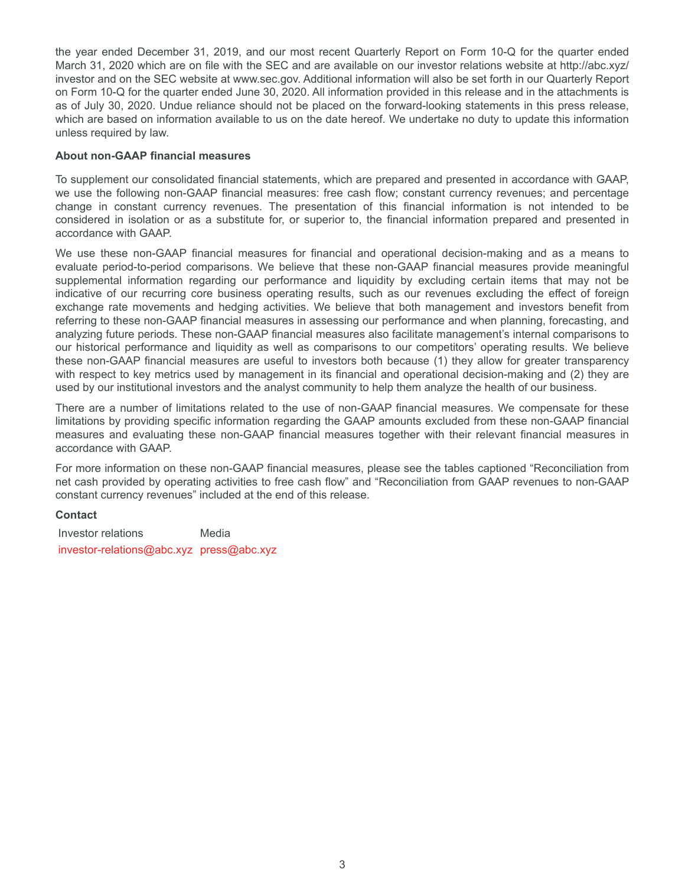the year ended December 31, 2019, and our most recent Quarterly Report on Form 10-Q for the quarter ended March 31, 2020 which are on file with the SEC and are available on our investor relations website at http://abc.xyz/investor and on the SEC website at www.sec.gov. Additional information will also be set forth in our Quarterly Report on Form 10-Q for the quarter ended June 30, 2020. All information provided in this release and in the attachments is as of July 30, 2020. Undue reliance should not be placed on the forward-looking statements in this press release, which are based on information available to us on the date hereof. We undertake no duty to update this information unless required by law.

**About non-GAAP financial measures**

To supplement our consolidated financial statements, which are prepared and presented in accordance with GAAP, we use the following non-GAAP financial measures: free cash flow; constant currency revenues; and percentage change in constant currency revenues. The presentation of this financial information is not intended to be considered in isolation or as a substitute for, or superior to, the financial information prepared and presented in accordance with GAAP.

We use these non-GAAP financial measures for financial and operational decision-making and as a means to evaluate period-to-period comparisons. We believe that these non-GAAP financial measures provide meaningful supplemental information regarding our performance and liquidity by excluding certain items that may not be indicative of our recurring core business operating results, such as our revenues excluding the effect of foreign exchange rate movements and hedging activities. We believe that both management and investors benefit from referring to these non-GAAP financial measures in assessing our performance and when planning, forecasting, and analyzing future periods. These non-GAAP financial measures also facilitate management's internal comparisons to our historical performance and liquidity as well as comparisons to our competitors' operating results. We believe these non-GAAP financial measures are useful to investors both because (1) they allow for greater transparency with respect to key metrics used by management in its financial and operational decision-making and (2) they are used by our institutional investors and the analyst community to help them analyze the health of our business.

There are a number of limitations related to the use of non-GAAP financial measures. We compensate for these limitations by providing specific information regarding the GAAP amounts excluded from these non-GAAP financial measures and evaluating these non-GAAP financial measures together with their relevant financial measures in accordance with GAAP.

For more information on these non-GAAP financial measures, please see the tables captioned "Reconciliation from net cash provided by operating activities to free cash flow" and "Reconciliation from GAAP revenues to non-GAAP constant currency revenues" included at the end of this release.

**Contact**

| Investor relations | Media |
|---|---|
| investor-relations@abc.xyz | press@abc.xyz |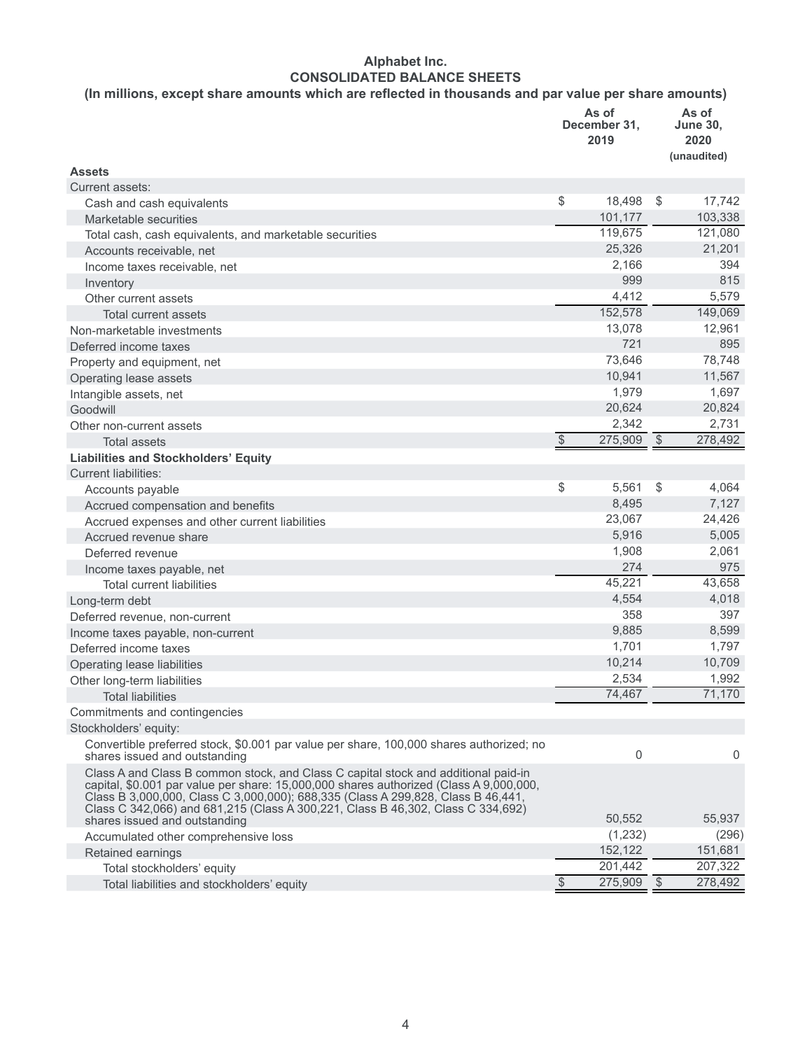# Alphabet Inc.

## CONSOLIDATED BALANCE SHEETS

**(In millions, except share amounts which are reflected in thousands and par value per share amounts)**

| | As of December 31, 2019 | As of June 30, 2020 (unaudited) |
|---|---|---|
| **Assets** | | |
| Current assets: | | |
| Cash and cash equivalents | $ 18,498 | $ 17,742 |
| Marketable securities | 101,177 | 103,338 |
| Total cash, cash equivalents, and marketable securities | 119,675 | 121,080 |
| Accounts receivable, net | 25,326 | 21,201 |
| Income taxes receivable, net | 2,166 | 394 |
| Inventory | 999 | 815 |
| Other current assets | 4,412 | 5,579 |
| Total current assets | 152,578 | 149,069 |
| Non-marketable investments | 13,078 | 12,961 |
| Deferred income taxes | 721 | 895 |
| Property and equipment, net | 73,646 | 78,748 |
| Operating lease assets | 10,941 | 11,567 |
| Intangible assets, net | 1,979 | 1,697 |
| Goodwill | 20,624 | 20,824 |
| Other non-current assets | 2,342 | 2,731 |
| Total assets | $ 275,909 | $ 278,492 |
| **Liabilities and Stockholders' Equity** | | |
| Current liabilities: | | |
| Accounts payable | $ 5,561 | $ 4,064 |
| Accrued compensation and benefits | 8,495 | 7,127 |
| Accrued expenses and other current liabilities | 23,067 | 24,426 |
| Accrued revenue share | 5,916 | 5,005 |
| Deferred revenue | 1,908 | 2,061 |
| Income taxes payable, net | 274 | 975 |
| Total current liabilities | 45,221 | 43,658 |
| Long-term debt | 4,554 | 4,018 |
| Deferred revenue, non-current | 358 | 397 |
| Income taxes payable, non-current | 9,885 | 8,599 |
| Deferred income taxes | 1,701 | 1,797 |
| Operating lease liabilities | 10,214 | 10,709 |
| Other long-term liabilities | 2,534 | 1,992 |
| Total liabilities | 74,467 | 71,170 |
| Commitments and contingencies | | |
| Stockholders' equity: | | |
| Convertible preferred stock, $0.001 par value per share, 100,000 shares authorized; no shares issued and outstanding | 0 | 0 |
| Class A and Class B common stock, and Class C capital stock and additional paid-in capital, $0.001 par value per share: 15,000,000 shares authorized (Class A 9,000,000, Class B 3,000,000, Class C 3,000,000); 688,335 (Class A 299,828, Class B 46,441, Class C 342,066) and 681,215 (Class A 300,221, Class B 46,302, Class C 334,692) shares issued and outstanding | 50,552 | 55,937 |
| Accumulated other comprehensive loss | (1,232) | (296) |
| Retained earnings | 152,122 | 151,681 |
| Total stockholders' equity | 201,442 | 207,322 |
| Total liabilities and stockholders' equity | $ 275,909 | $ 278,492 |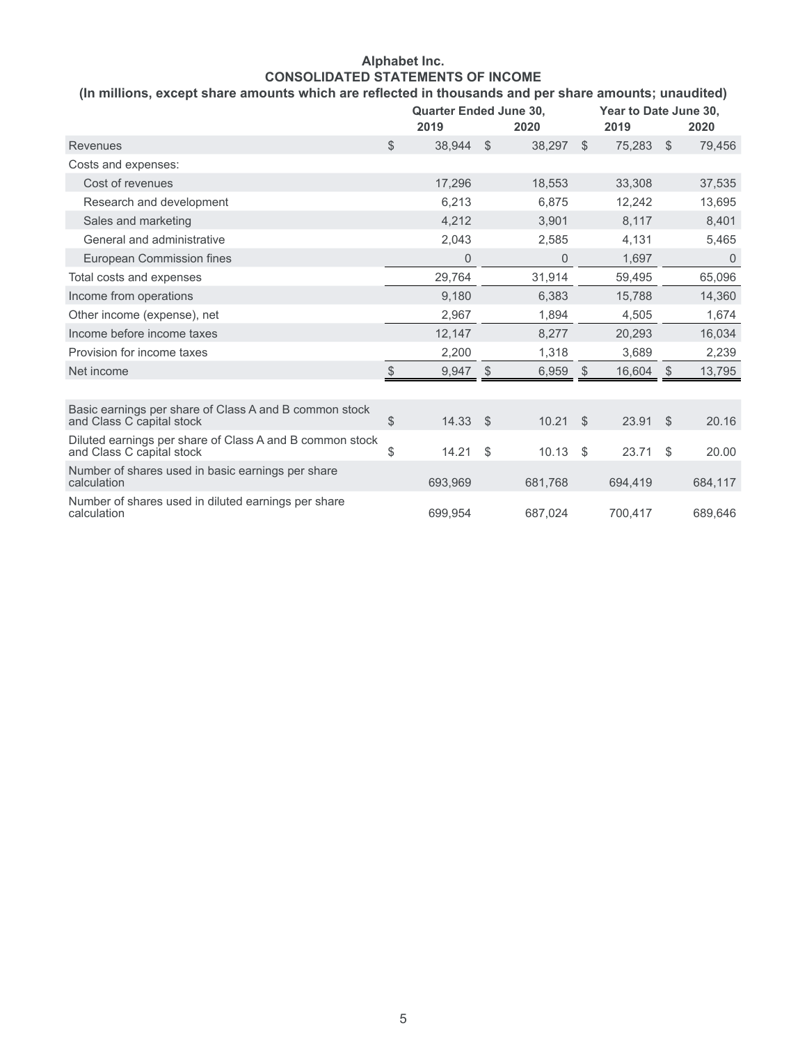**Alphabet Inc.**
**CONSOLIDATED STATEMENTS OF INCOME**
**(In millions, except share amounts which are reflected in thousands and per share amounts; unaudited)**

| | Quarter Ended June 30, | | Year to Date June 30, | |
|---|---|---|---|---|
| | 2019 | 2020 | 2019 | 2020 |
| Revenues | $ 38,944 | $ 38,297 | $ 75,283 | $ 79,456 |
| Costs and expenses: | | | | |
| Cost of revenues | 17,296 | 18,553 | 33,308 | 37,535 |
| Research and development | 6,213 | 6,875 | 12,242 | 13,695 |
| Sales and marketing | 4,212 | 3,901 | 8,117 | 8,401 |
| General and administrative | 2,043 | 2,585 | 4,131 | 5,465 |
| European Commission fines | 0 | 0 | 1,697 | 0 |
| Total costs and expenses | 29,764 | 31,914 | 59,495 | 65,096 |
| Income from operations | 9,180 | 6,383 | 15,788 | 14,360 |
| Other income (expense), net | 2,967 | 1,894 | 4,505 | 1,674 |
| Income before income taxes | 12,147 | 8,277 | 20,293 | 16,034 |
| Provision for income taxes | 2,200 | 1,318 | 3,689 | 2,239 |
| Net income | $ 9,947 | $ 6,959 | $ 16,604 | $ 13,795 |
| | | | | |
| Basic earnings per share of Class A and B common stock and Class C capital stock | $ 14.33 | $ 10.21 | $ 23.91 | $ 20.16 |
| Diluted earnings per share of Class A and B common stock and Class C capital stock | $ 14.21 | $ 10.13 | $ 23.71 | $ 20.00 |
| Number of shares used in basic earnings per share calculation | 693,969 | 681,768 | 694,419 | 684,117 |
| Number of shares used in diluted earnings per share calculation | 699,954 | 687,024 | 700,417 | 689,646 |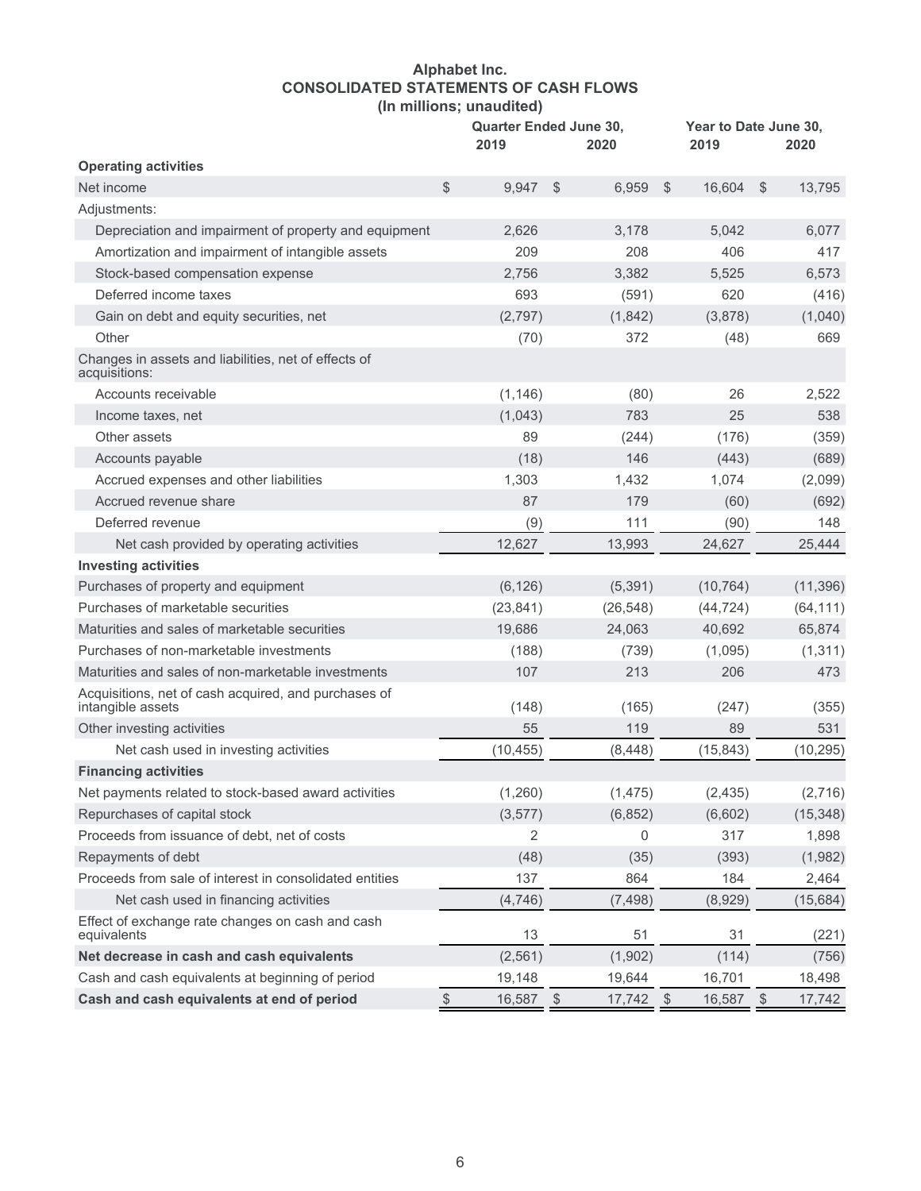# Alphabet Inc.
## CONSOLIDATED STATEMENTS OF CASH FLOWS
### (In millions; unaudited)

| | Quarter Ended June 30, | | Year to Date June 30, | |
|---|---|---|---|---|
| | 2019 | 2020 | 2019 | 2020 |
| **Operating activities** | | | | |
| Net income | $ 9,947 | $ 6,959 | $ 16,604 | $ 13,795 |
| Adjustments: | | | | |
| Depreciation and impairment of property and equipment | 2,626 | 3,178 | 5,042 | 6,077 |
| Amortization and impairment of intangible assets | 209 | 208 | 406 | 417 |
| Stock-based compensation expense | 2,756 | 3,382 | 5,525 | 6,573 |
| Deferred income taxes | 693 | (591) | 620 | (416) |
| Gain on debt and equity securities, net | (2,797) | (1,842) | (3,878) | (1,040) |
| Other | (70) | 372 | (48) | 669 |
| Changes in assets and liabilities, net of effects of acquisitions: | | | | |
| Accounts receivable | (1,146) | (80) | 26 | 2,522 |
| Income taxes, net | (1,043) | 783 | 25 | 538 |
| Other assets | 89 | (244) | (176) | (359) |
| Accounts payable | (18) | 146 | (443) | (689) |
| Accrued expenses and other liabilities | 1,303 | 1,432 | 1,074 | (2,099) |
| Accrued revenue share | 87 | 179 | (60) | (692) |
| Deferred revenue | (9) | 111 | (90) | 148 |
| Net cash provided by operating activities | 12,627 | 13,993 | 24,627 | 25,444 |
| **Investing activities** | | | | |
| Purchases of property and equipment | (6,126) | (5,391) | (10,764) | (11,396) |
| Purchases of marketable securities | (23,841) | (26,548) | (44,724) | (64,111) |
| Maturities and sales of marketable securities | 19,686 | 24,063 | 40,692 | 65,874 |
| Purchases of non-marketable investments | (188) | (739) | (1,095) | (1,311) |
| Maturities and sales of non-marketable investments | 107 | 213 | 206 | 473 |
| Acquisitions, net of cash acquired, and purchases of intangible assets | (148) | (165) | (247) | (355) |
| Other investing activities | 55 | 119 | 89 | 531 |
| Net cash used in investing activities | (10,455) | (8,448) | (15,843) | (10,295) |
| **Financing activities** | | | | |
| Net payments related to stock-based award activities | (1,260) | (1,475) | (2,435) | (2,716) |
| Repurchases of capital stock | (3,577) | (6,852) | (6,602) | (15,348) |
| Proceeds from issuance of debt, net of costs | 2 | 0 | 317 | 1,898 |
| Repayments of debt | (48) | (35) | (393) | (1,982) |
| Proceeds from sale of interest in consolidated entities | 137 | 864 | 184 | 2,464 |
| Net cash used in financing activities | (4,746) | (7,498) | (8,929) | (15,684) |
| Effect of exchange rate changes on cash and cash equivalents | 13 | 51 | 31 | (221) |
| **Net decrease in cash and cash equivalents** | (2,561) | (1,902) | (114) | (756) |
| Cash and cash equivalents at beginning of period | 19,148 | 19,644 | 16,701 | 18,498 |
| **Cash and cash equivalents at end of period** | $ 16,587 | $ 17,742 | $ 16,587 | $ 17,742 |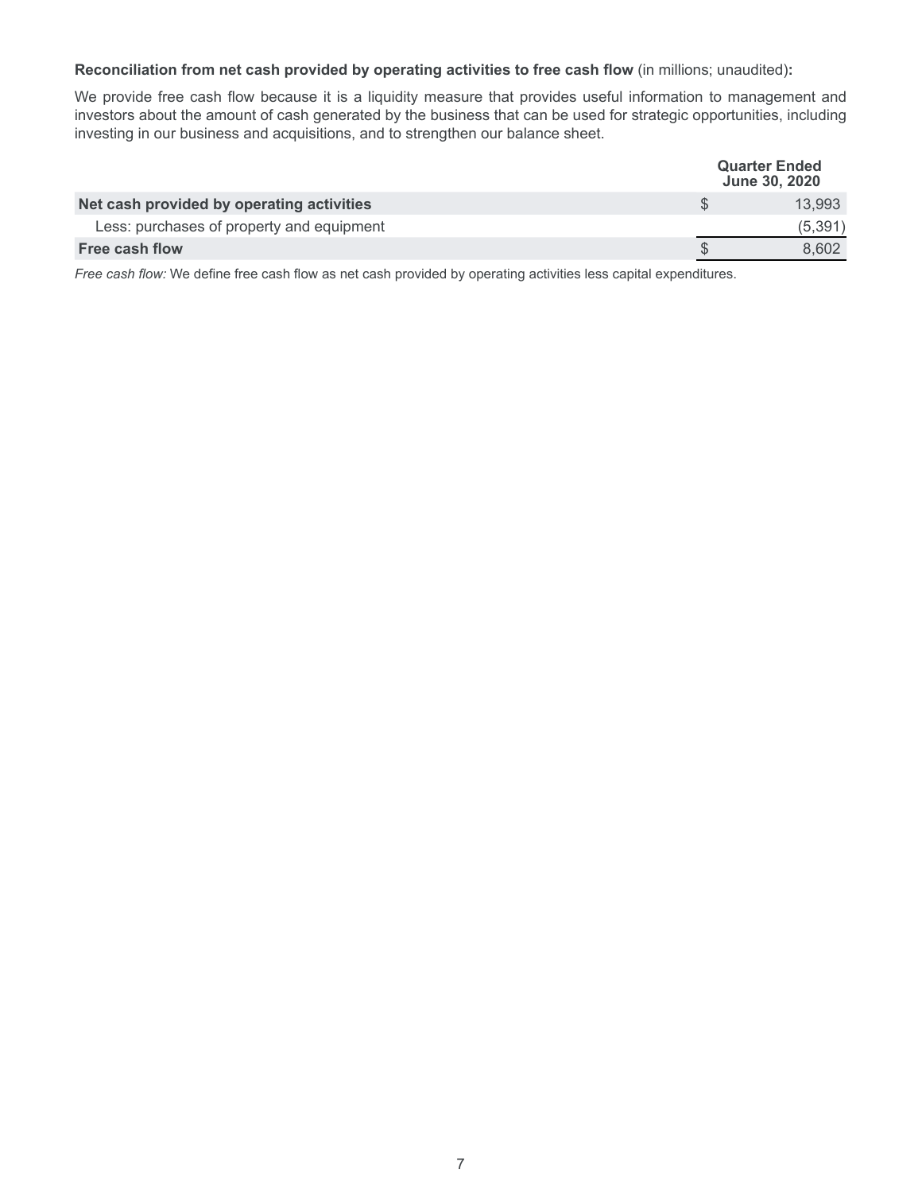**Reconciliation from net cash provided by operating activities to free cash flow** (in millions; unaudited)**:**

We provide free cash flow because it is a liquidity measure that provides useful information to management and investors about the amount of cash generated by the business that can be used for strategic opportunities, including investing in our business and acquisitions, and to strengthen our balance sheet.

| | Quarter Ended June 30, 2020 |
|---|---|
| **Net cash provided by operating activities** | $ 13,993 |
| Less: purchases of property and equipment | (5,391) |
| **Free cash flow** | $ 8,602 |

*Free cash flow:* We define free cash flow as net cash provided by operating activities less capital expenditures.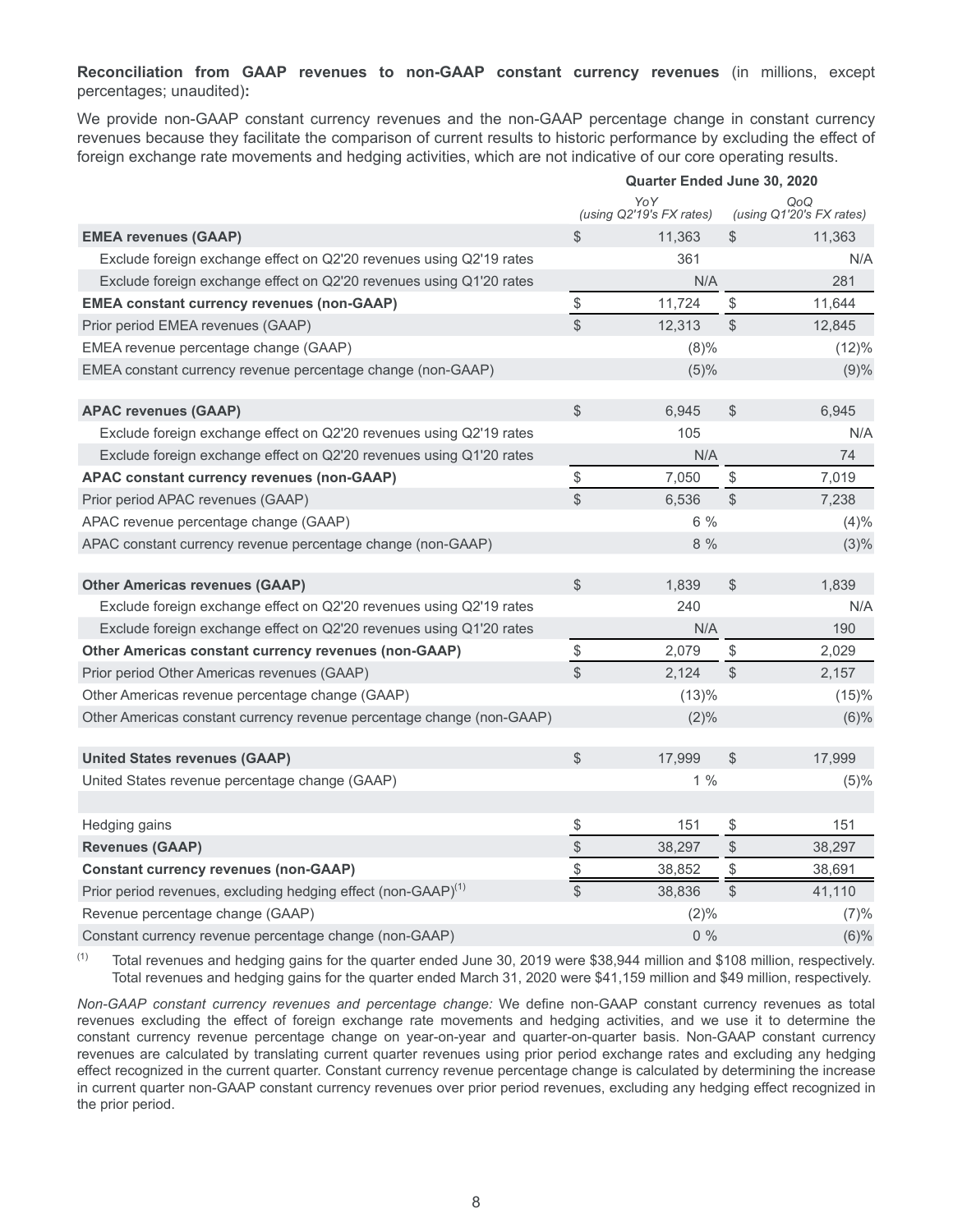**Reconciliation from GAAP revenues to non-GAAP constant currency revenues** (in millions, except percentages; unaudited)**:**

We provide non-GAAP constant currency revenues and the non-GAAP percentage change in constant currency revenues because they facilitate the comparison of current results to historic performance by excluding the effect of foreign exchange rate movements and hedging activities, which are not indicative of our core operating results.

| | Quarter Ended June 30, 2020 | |
|---|---|---|
| | *YoY (using Q2'19's FX rates)* | *QoQ (using Q1'20's FX rates)* |
| **EMEA revenues (GAAP)** | $ 11,363 | $ 11,363 |
| Exclude foreign exchange effect on Q2'20 revenues using Q2'19 rates | 361 | N/A |
| Exclude foreign exchange effect on Q2'20 revenues using Q1'20 rates | N/A | 281 |
| **EMEA constant currency revenues (non-GAAP)** | $ 11,724 | $ 11,644 |
| Prior period EMEA revenues (GAAP) | $ 12,313 | $ 12,845 |
| EMEA revenue percentage change (GAAP) | (8)% | (12)% |
| EMEA constant currency revenue percentage change (non-GAAP) | (5)% | (9)% |
| | | |
| **APAC revenues (GAAP)** | $ 6,945 | $ 6,945 |
| Exclude foreign exchange effect on Q2'20 revenues using Q2'19 rates | 105 | N/A |
| Exclude foreign exchange effect on Q2'20 revenues using Q1'20 rates | N/A | 74 |
| **APAC constant currency revenues (non-GAAP)** | $ 7,050 | $ 7,019 |
| Prior period APAC revenues (GAAP) | $ 6,536 | $ 7,238 |
| APAC revenue percentage change (GAAP) | 6 % | (4)% |
| APAC constant currency revenue percentage change (non-GAAP) | 8 % | (3)% |
| | | |
| **Other Americas revenues (GAAP)** | $ 1,839 | $ 1,839 |
| Exclude foreign exchange effect on Q2'20 revenues using Q2'19 rates | 240 | N/A |
| Exclude foreign exchange effect on Q2'20 revenues using Q1'20 rates | N/A | 190 |
| **Other Americas constant currency revenues (non-GAAP)** | $ 2,079 | $ 2,029 |
| Prior period Other Americas revenues (GAAP) | $ 2,124 | $ 2,157 |
| Other Americas revenue percentage change (GAAP) | (13)% | (15)% |
| Other Americas constant currency revenue percentage change (non-GAAP) | (2)% | (6)% |
| | | |
| **United States revenues (GAAP)** | $ 17,999 | $ 17,999 |
| United States revenue percentage change (GAAP) | 1 % | (5)% |
| | | |
| Hedging gains | $ 151 | $ 151 |
| **Revenues (GAAP)** | $ 38,297 | $ 38,297 |
| **Constant currency revenues (non-GAAP)** | $ 38,852 | $ 38,691 |
| Prior period revenues, excluding hedging effect (non-GAAP)[1] | $ 38,836 | $ 41,110 |
| Revenue percentage change (GAAP) | (2)% | (7)% |
| Constant currency revenue percentage change (non-GAAP) | 0 % | (6)% |

[1] Total revenues and hedging gains for the quarter ended June 30, 2019 were $38,944 million and $108 million, respectively. Total revenues and hedging gains for the quarter ended March 31, 2020 were $41,159 million and $49 million, respectively.

*Non-GAAP constant currency revenues and percentage change:* We define non-GAAP constant currency revenues as total revenues excluding the effect of foreign exchange rate movements and hedging activities, and we use it to determine the constant currency revenue percentage change on year-on-year and quarter-on-quarter basis. Non-GAAP constant currency revenues are calculated by translating current quarter revenues using prior period exchange rates and excluding any hedging effect recognized in the current quarter. Constant currency revenue percentage change is calculated by determining the increase in current quarter non-GAAP constant currency revenues over prior period revenues, excluding any hedging effect recognized in the prior period.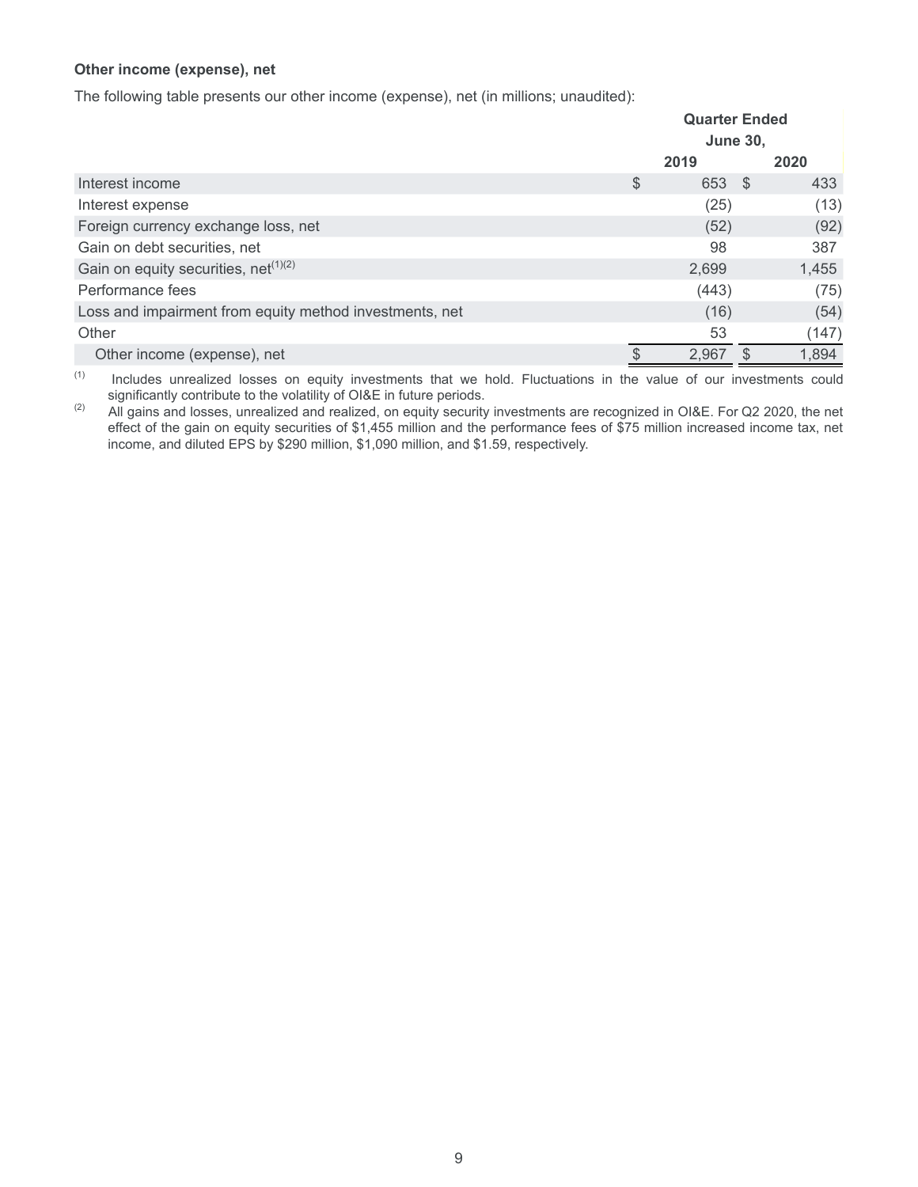**Other income (expense), net**

The following table presents our other income (expense), net (in millions; unaudited):

| | Quarter Ended June 30, | |
|---|---|---|
| | 2019 | 2020 |
| Interest income | $ 653 | $ 433 |
| Interest expense | (25) | (13) |
| Foreign currency exchange loss, net | (52) | (92) |
| Gain on debt securities, net | 98 | 387 |
| Gain on equity securities, net[(1)(2)] | 2,699 | 1,455 |
| Performance fees | (443) | (75) |
| Loss and impairment from equity method investments, net | (16) | (54) |
| Other | 53 | (147) |
| Other income (expense), net | $ 2,967 | $ 1,894 |

(1) Includes unrealized losses on equity investments that we hold. Fluctuations in the value of our investments could significantly contribute to the volatility of OI&E in future periods.

(2) All gains and losses, unrealized and realized, on equity security investments are recognized in OI&E. For Q2 2020, the net effect of the gain on equity securities of $1,455 million and the performance fees of $75 million increased income tax, net income, and diluted EPS by $290 million, $1,090 million, and $1.59, respectively.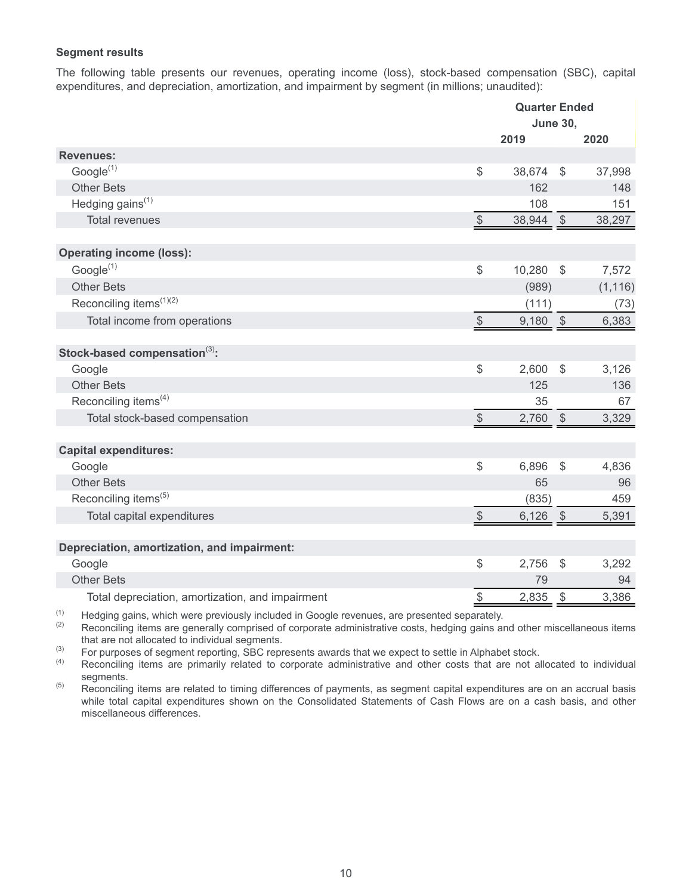**Segment results**

The following table presents our revenues, operating income (loss), stock-based compensation (SBC), capital expenditures, and depreciation, amortization, and impairment by segment (in millions; unaudited):

| | Quarter Ended June 30, | |
|---|---|---|
| | 2019 | 2020 |
| **Revenues:** | | |
| Google[1] | $ 38,674 | $ 37,998 |
| Other Bets | 162 | 148 |
| Hedging gains[1] | 108 | 151 |
| Total revenues | $ 38,944 | $ 38,297 |
| **Operating income (loss):** | | |
| Google[1] | $ 10,280 | $ 7,572 |
| Other Bets | (989) | (1,116) |
| Reconciling items[1][2] | (111) | (73) |
| Total income from operations | $ 9,180 | $ 6,383 |
| **Stock-based compensation[3]:** | | |
| Google | $ 2,600 | $ 3,126 |
| Other Bets | 125 | 136 |
| Reconciling items[4] | 35 | 67 |
| Total stock-based compensation | $ 2,760 | $ 3,329 |
| **Capital expenditures:** | | |
| Google | $ 6,896 | $ 4,836 |
| Other Bets | 65 | 96 |
| Reconciling items[5] | (835) | 459 |
| Total capital expenditures | $ 6,126 | $ 5,391 |
| **Depreciation, amortization, and impairment:** | | |
| Google | $ 2,756 | $ 3,292 |
| Other Bets | 79 | 94 |
| Total depreciation, amortization, and impairment | $ 2,835 | $ 3,386 |

(1) Hedging gains, which were previously included in Google revenues, are presented separately.

(2) Reconciling items are generally comprised of corporate administrative costs, hedging gains and other miscellaneous items that are not allocated to individual segments.

(3) For purposes of segment reporting, SBC represents awards that we expect to settle in Alphabet stock.

(4) Reconciling items are primarily related to corporate administrative and other costs that are not allocated to individual segments.

(5) Reconciling items are related to timing differences of payments, as segment capital expenditures are on an accrual basis while total capital expenditures shown on the Consolidated Statements of Cash Flows are on a cash basis, and other miscellaneous differences.